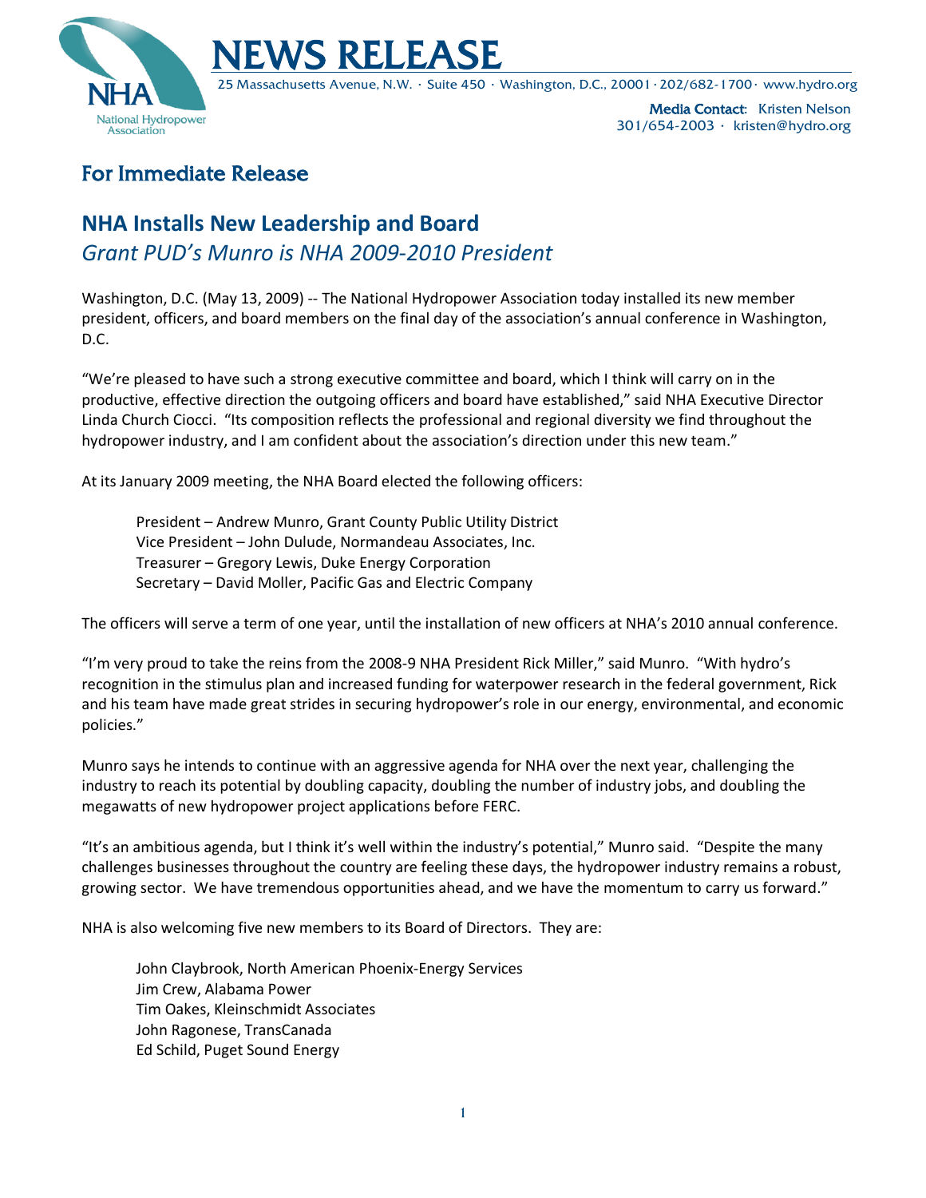# NEWS RELEASE

25 Massachusetts Avenue, N.W. · Suite 450 · Washington, D.C., 20001 · 202/682-1700 · www.hydro.org

NHA National Hydropower Association

**Media Contact**: Kristen Nelson
301/654-2003 · kristen@hydro.org

## For Immediate Release

## NHA Installs New Leadership and Board

### *Grant PUD's Munro is NHA 2009-2010 President*

Washington, D.C. (May 13, 2009) -- The National Hydropower Association today installed its new member president, officers, and board members on the final day of the association's annual conference in Washington, D.C.

"We're pleased to have such a strong executive committee and board, which I think will carry on in the productive, effective direction the outgoing officers and board have established," said NHA Executive Director Linda Church Ciocci. "Its composition reflects the professional and regional diversity we find throughout the hydropower industry, and I am confident about the association's direction under this new team."

At its January 2009 meeting, the NHA Board elected the following officers:

President – Andrew Munro, Grant County Public Utility District
Vice President – John Dulude, Normandeau Associates, Inc.
Treasurer – Gregory Lewis, Duke Energy Corporation
Secretary – David Moller, Pacific Gas and Electric Company

The officers will serve a term of one year, until the installation of new officers at NHA's 2010 annual conference.

"I'm very proud to take the reins from the 2008-9 NHA President Rick Miller," said Munro. "With hydro's recognition in the stimulus plan and increased funding for waterpower research in the federal government, Rick and his team have made great strides in securing hydropower's role in our energy, environmental, and economic policies."

Munro says he intends to continue with an aggressive agenda for NHA over the next year, challenging the industry to reach its potential by doubling capacity, doubling the number of industry jobs, and doubling the megawatts of new hydropower project applications before FERC.

"It's an ambitious agenda, but I think it's well within the industry's potential," Munro said. "Despite the many challenges businesses throughout the country are feeling these days, the hydropower industry remains a robust, growing sector. We have tremendous opportunities ahead, and we have the momentum to carry us forward."

NHA is also welcoming five new members to its Board of Directors. They are:

John Claybrook, North American Phoenix-Energy Services
Jim Crew, Alabama Power
Tim Oakes, Kleinschmidt Associates
John Ragonese, TransCanada
Ed Schild, Puget Sound Energy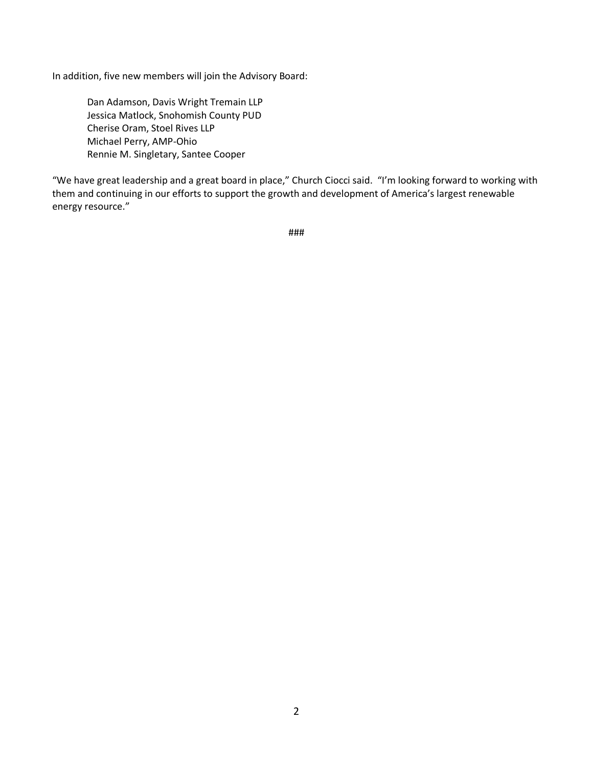In addition, five new members will join the Advisory Board:

Dan Adamson, Davis Wright Tremain LLP  
Jessica Matlock, Snohomish County PUD  
Cherise Oram, Stoel Rives LLP  
Michael Perry, AMP-Ohio  
Rennie M. Singletary, Santee Cooper

"We have great leadership and a great board in place," Church Ciocci said. "I'm looking forward to working with them and continuing in our efforts to support the growth and development of America's largest renewable energy resource."

###